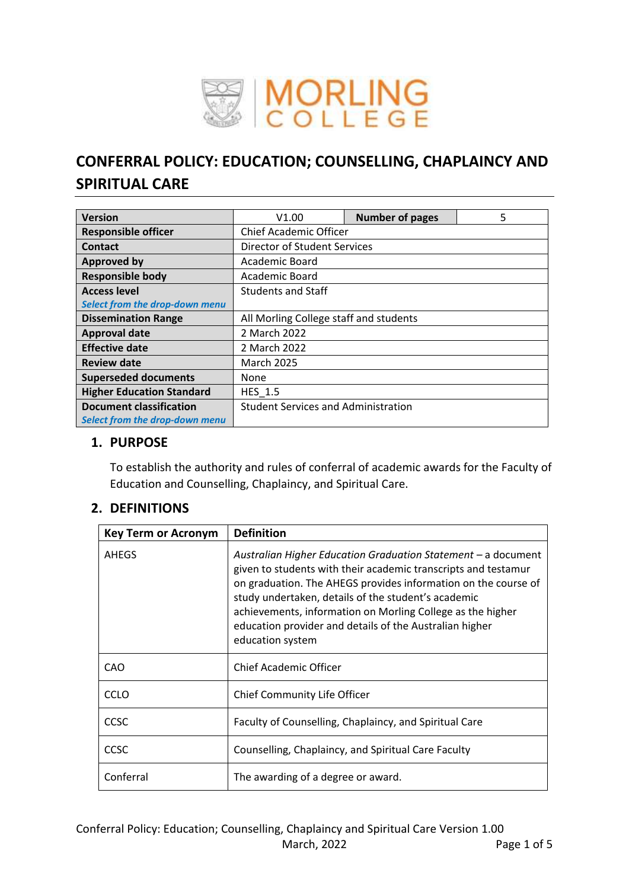# CONFERRAL POLICY: EDUCATION; COUNSELLING, CHAPLAINCY AND SPIRITUAL CARE

| **Version** | V1.00 | **Number of pages** | 5 |
|---|---|---|---|
| **Responsible officer** | Chief Academic Officer | | |
| **Contact** | Director of Student Services | | |
| **Approved by** | Academic Board | | |
| **Responsible body** | Academic Board | | |
| **Access level** *Select from the drop-down menu* | Students and Staff | | |
| **Dissemination Range** | All Morling College staff and students | | |
| **Approval date** | 2 March 2022 | | |
| **Effective date** | 2 March 2022 | | |
| **Review date** | March 2025 | | |
| **Superseded documents** | None | | |
| **Higher Education Standard** | HES_1.5 | | |
| **Document classification** *Select from the drop-down menu* | Student Services and Administration | | |

## 1. PURPOSE

To establish the authority and rules of conferral of academic awards for the Faculty of Education and Counselling, Chaplaincy, and Spiritual Care.

## 2. DEFINITIONS

| Key Term or Acronym | Definition |
|---|---|
| AHEGS | *Australian Higher Education Graduation Statement* – a document given to students with their academic transcripts and testamur on graduation. The AHEGS provides information on the course of study undertaken, details of the student's academic achievements, information on Morling College as the higher education provider and details of the Australian higher education system |
| CAO | Chief Academic Officer |
| CCLO | Chief Community Life Officer |
| CCSC | Faculty of Counselling, Chaplaincy, and Spiritual Care |
| CCSC | Counselling, Chaplaincy, and Spiritual Care Faculty |
| Conferral | The awarding of a degree or award. |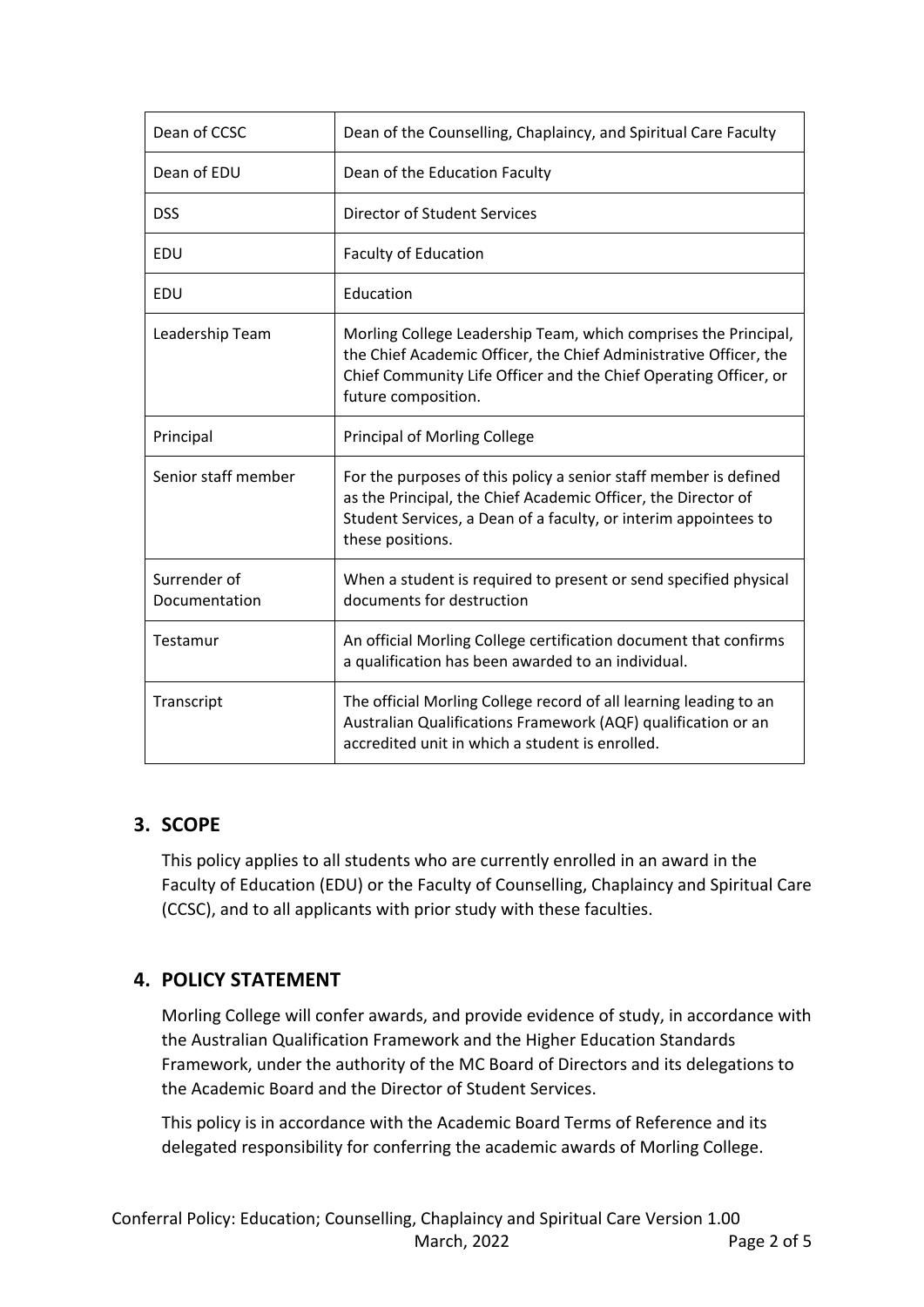| | |
|---|---|
| Dean of CCSC | Dean of the Counselling, Chaplaincy, and Spiritual Care Faculty |
| Dean of EDU | Dean of the Education Faculty |
| DSS | Director of Student Services |
| EDU | Faculty of Education |
| EDU | Education |
| Leadership Team | Morling College Leadership Team, which comprises the Principal, the Chief Academic Officer, the Chief Administrative Officer, the Chief Community Life Officer and the Chief Operating Officer, or future composition. |
| Principal | Principal of Morling College |
| Senior staff member | For the purposes of this policy a senior staff member is defined as the Principal, the Chief Academic Officer, the Director of Student Services, a Dean of a faculty, or interim appointees to these positions. |
| Surrender of Documentation | When a student is required to present or send specified physical documents for destruction |
| Testamur | An official Morling College certification document that confirms a qualification has been awarded to an individual. |
| Transcript | The official Morling College record of all learning leading to an Australian Qualifications Framework (AQF) qualification or an accredited unit in which a student is enrolled. |

## 3. SCOPE

This policy applies to all students who are currently enrolled in an award in the Faculty of Education (EDU) or the Faculty of Counselling, Chaplaincy and Spiritual Care (CCSC), and to all applicants with prior study with these faculties.

## 4. POLICY STATEMENT

Morling College will confer awards, and provide evidence of study, in accordance with the Australian Qualification Framework and the Higher Education Standards Framework, under the authority of the MC Board of Directors and its delegations to the Academic Board and the Director of Student Services.

This policy is in accordance with the Academic Board Terms of Reference and its delegated responsibility for conferring the academic awards of Morling College.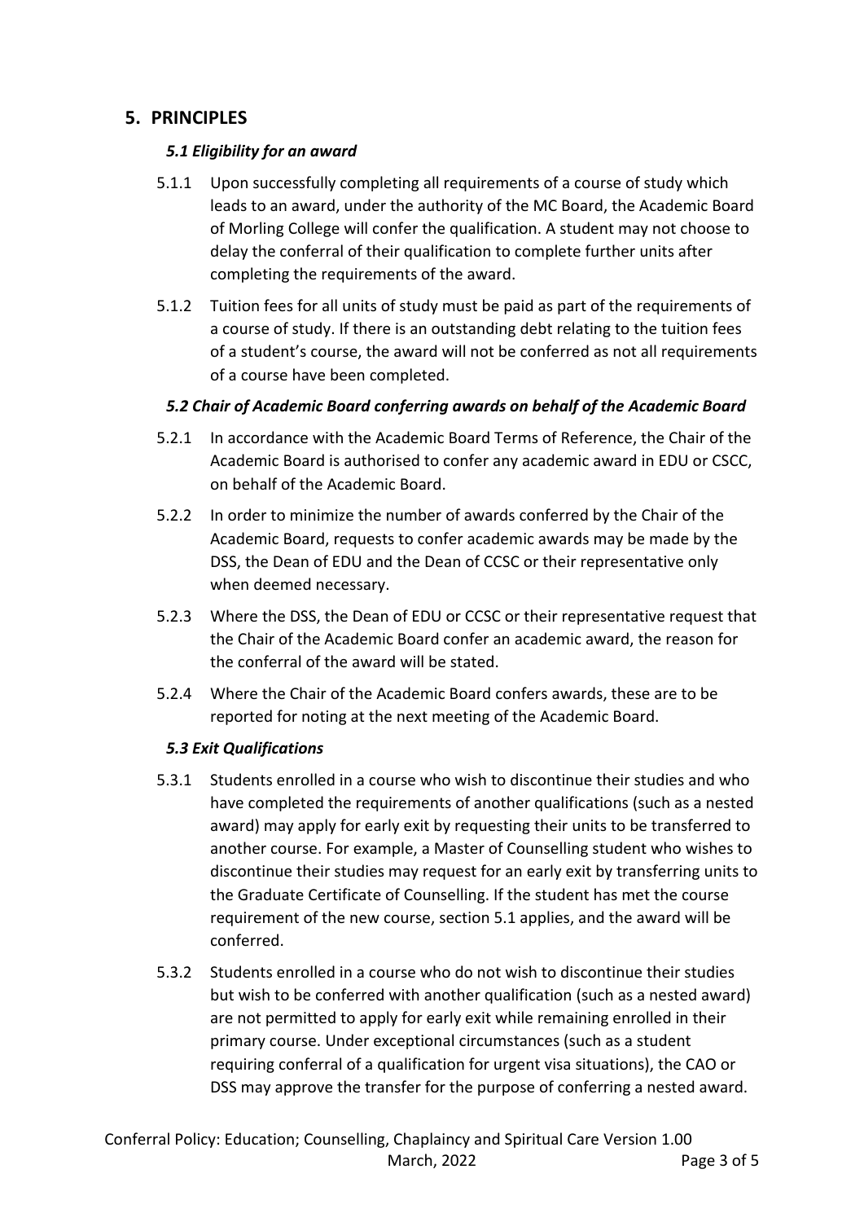## 5. PRINCIPLES

### *5.1 Eligibility for an award*

5.1.1 Upon successfully completing all requirements of a course of study which leads to an award, under the authority of the MC Board, the Academic Board of Morling College will confer the qualification. A student may not choose to delay the conferral of their qualification to complete further units after completing the requirements of the award.

5.1.2 Tuition fees for all units of study must be paid as part of the requirements of a course of study. If there is an outstanding debt relating to the tuition fees of a student's course, the award will not be conferred as not all requirements of a course have been completed.

### *5.2 Chair of Academic Board conferring awards on behalf of the Academic Board*

5.2.1 In accordance with the Academic Board Terms of Reference, the Chair of the Academic Board is authorised to confer any academic award in EDU or CSCC, on behalf of the Academic Board.

5.2.2 In order to minimize the number of awards conferred by the Chair of the Academic Board, requests to confer academic awards may be made by the DSS, the Dean of EDU and the Dean of CCSC or their representative only when deemed necessary.

5.2.3 Where the DSS, the Dean of EDU or CCSC or their representative request that the Chair of the Academic Board confer an academic award, the reason for the conferral of the award will be stated.

5.2.4 Where the Chair of the Academic Board confers awards, these are to be reported for noting at the next meeting of the Academic Board.

### *5.3 Exit Qualifications*

5.3.1 Students enrolled in a course who wish to discontinue their studies and who have completed the requirements of another qualifications (such as a nested award) may apply for early exit by requesting their units to be transferred to another course. For example, a Master of Counselling student who wishes to discontinue their studies may request for an early exit by transferring units to the Graduate Certificate of Counselling. If the student has met the course requirement of the new course, section 5.1 applies, and the award will be conferred.

5.3.2 Students enrolled in a course who do not wish to discontinue their studies but wish to be conferred with another qualification (such as a nested award) are not permitted to apply for early exit while remaining enrolled in their primary course. Under exceptional circumstances (such as a student requiring conferral of a qualification for urgent visa situations), the CAO or DSS may approve the transfer for the purpose of conferring a nested award.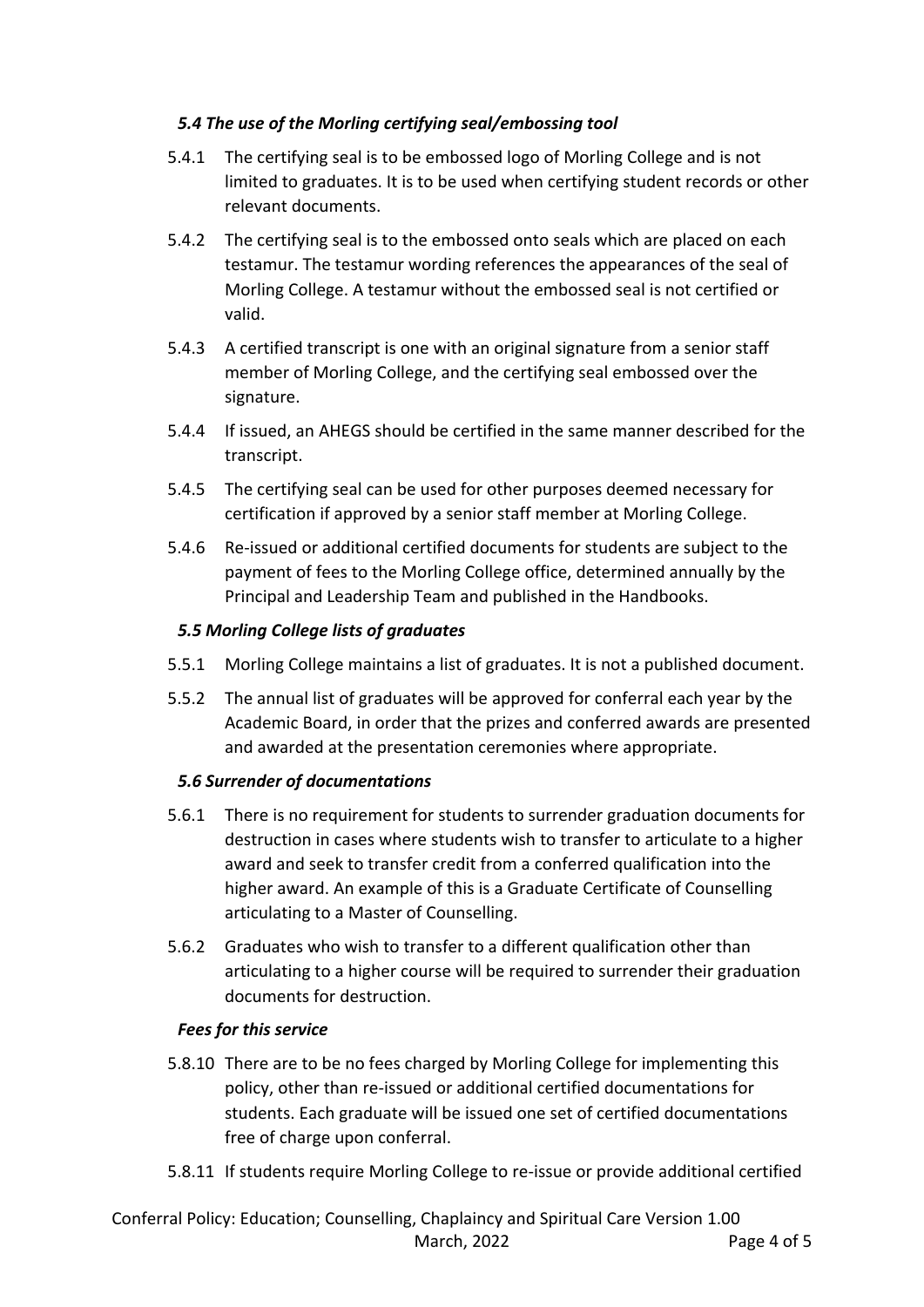### *5.4 The use of the Morling certifying seal/embossing tool*

5.4.1 The certifying seal is to be embossed logo of Morling College and is not limited to graduates. It is to be used when certifying student records or other relevant documents.

5.4.2 The certifying seal is to the embossed onto seals which are placed on each testamur. The testamur wording references the appearances of the seal of Morling College. A testamur without the embossed seal is not certified or valid.

5.4.3 A certified transcript is one with an original signature from a senior staff member of Morling College, and the certifying seal embossed over the signature.

5.4.4 If issued, an AHEGS should be certified in the same manner described for the transcript.

5.4.5 The certifying seal can be used for other purposes deemed necessary for certification if approved by a senior staff member at Morling College.

5.4.6 Re-issued or additional certified documents for students are subject to the payment of fees to the Morling College office, determined annually by the Principal and Leadership Team and published in the Handbooks.

### *5.5 Morling College lists of graduates*

5.5.1 Morling College maintains a list of graduates. It is not a published document.

5.5.2 The annual list of graduates will be approved for conferral each year by the Academic Board, in order that the prizes and conferred awards are presented and awarded at the presentation ceremonies where appropriate.

### *5.6 Surrender of documentations*

5.6.1 There is no requirement for students to surrender graduation documents for destruction in cases where students wish to transfer to articulate to a higher award and seek to transfer credit from a conferred qualification into the higher award. An example of this is a Graduate Certificate of Counselling articulating to a Master of Counselling.

5.6.2 Graduates who wish to transfer to a different qualification other than articulating to a higher course will be required to surrender their graduation documents for destruction.

### *Fees for this service*

5.8.10 There are to be no fees charged by Morling College for implementing this policy, other than re-issued or additional certified documentations for students. Each graduate will be issued one set of certified documentations free of charge upon conferral.

5.8.11 If students require Morling College to re-issue or provide additional certified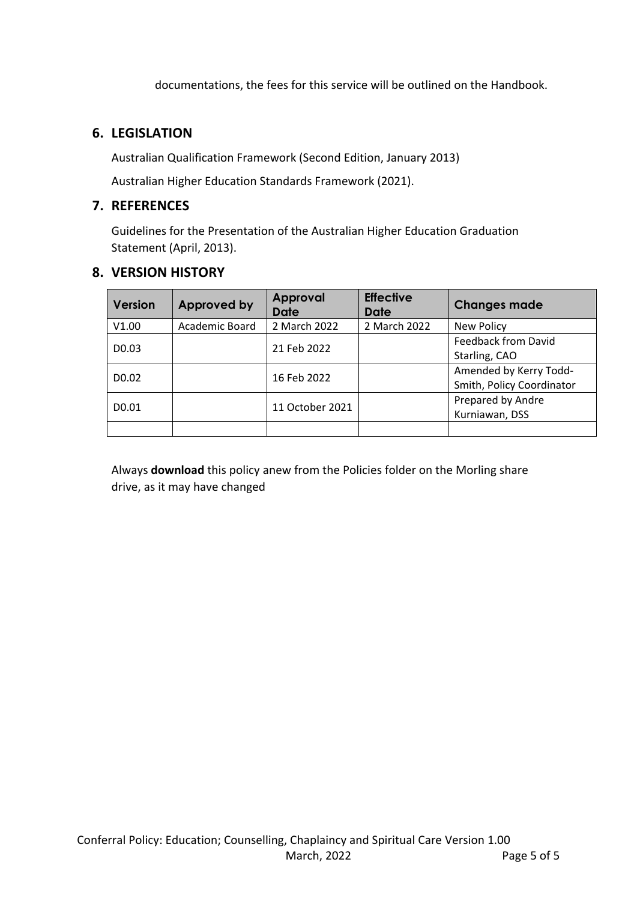documentations, the fees for this service will be outlined on the Handbook.

## 6. LEGISLATION

Australian Qualification Framework (Second Edition, January 2013)

Australian Higher Education Standards Framework (2021).

## 7. REFERENCES

Guidelines for the Presentation of the Australian Higher Education Graduation Statement (April, 2013).

## 8. VERSION HISTORY

| Version | Approved by | Approval Date | Effective Date | Changes made |
|---|---|---|---|---|
| V1.00 | Academic Board | 2 March 2022 | 2 March 2022 | New Policy |
| D0.03 | | 21 Feb 2022 | | Feedback from David Starling, CAO |
| D0.02 | | 16 Feb 2022 | | Amended by Kerry Todd-Smith, Policy Coordinator |
| D0.01 | | 11 October 2021 | | Prepared by Andre Kurniawan, DSS |
| | | | | |

Always **download** this policy anew from the Policies folder on the Morling share drive, as it may have changed